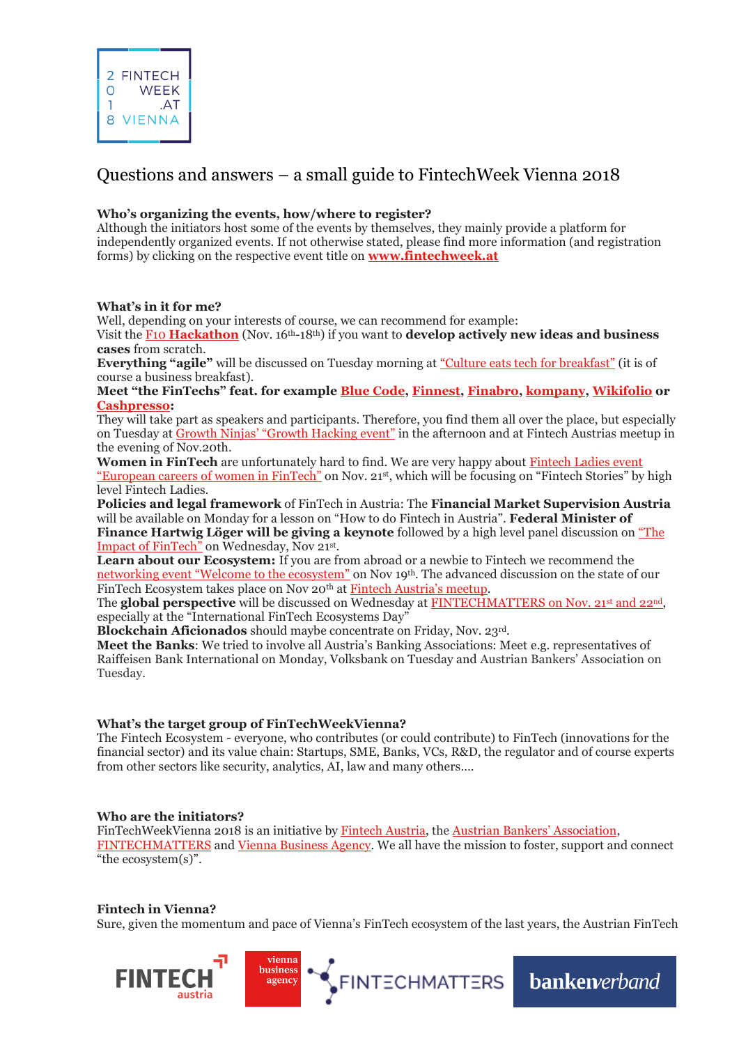# Questions and answers – a small guide to FintechWeek Vienna 2018

**Who's organizing the events, how/where to register?**
Although the initiators host some of the events by themselves, they mainly provide a platform for independently organized events. If not otherwise stated, please find more information (and registration forms) by clicking on the respective event title on **www.fintechweek.at**

**What's in it for me?**
Well, depending on your interests of course, we can recommend for example:
Visit the F10 **Hackathon** (Nov. 16th-18th) if you want to **develop actively new ideas and business cases** from scratch.
**Everything "agile"** will be discussed on Tuesday morning at "Culture eats tech for breakfast" (it is of course a business breakfast).
**Meet "the FinTechs" feat. for example Blue Code, Finnest, Finabro, kompany, Wikifolio or Cashpresso:**
They will take part as speakers and participants. Therefore, you find them all over the place, but especially on Tuesday at Growth Ninjas' "Growth Hacking event" in the afternoon and at Fintech Austrias meetup in the evening of Nov.20th.
**Women in FinTech** are unfortunately hard to find. We are very happy about Fintech Ladies event "European careers of women in FinTech" on Nov. 21st, which will be focusing on "Fintech Stories" by high level Fintech Ladies.
**Policies and legal framework** of FinTech in Austria: The **Financial Market Supervision Austria** will be available on Monday for a lesson on "How to do Fintech in Austria". **Federal Minister of Finance Hartwig Löger will be giving a keynote** followed by a high level panel discussion on "The Impact of FinTech" on Wednesday, Nov 21st.
**Learn about our Ecosystem:** If you are from abroad or a newbie to Fintech we recommend the networking event "Welcome to the ecosystem" on Nov 19th. The advanced discussion on the state of our FinTech Ecosystem takes place on Nov 20th at Fintech Austria's meetup.
The **global perspective** will be discussed on Wednesday at FINTECHMATTERS on Nov. 21st and 22nd, especially at the "International FinTech Ecosystems Day"
**Blockchain Aficionados** should maybe concentrate on Friday, Nov. 23rd.
**Meet the Banks**: We tried to involve all Austria's Banking Associations: Meet e.g. representatives of Raiffeisen Bank International on Monday, Volksbank on Tuesday and Austrian Bankers' Association on Tuesday.

**What's the target group of FinTechWeekVienna?**
The Fintech Ecosystem - everyone, who contributes (or could contribute) to FinTech (innovations for the financial sector) and its value chain: Startups, SME, Banks, VCs, R&D, the regulator and of course experts from other sectors like security, analytics, AI, law and many others….

**Who are the initiators?**
FinTechWeekVienna 2018 is an initiative by Fintech Austria, the Austrian Bankers' Association, FINTECHMATTERS and Vienna Business Agency. We all have the mission to foster, support and connect "the ecosystem(s)".

**Fintech in Vienna?**
Sure, given the momentum and pace of Vienna's FinTech ecosystem of the last years, the Austrian FinTech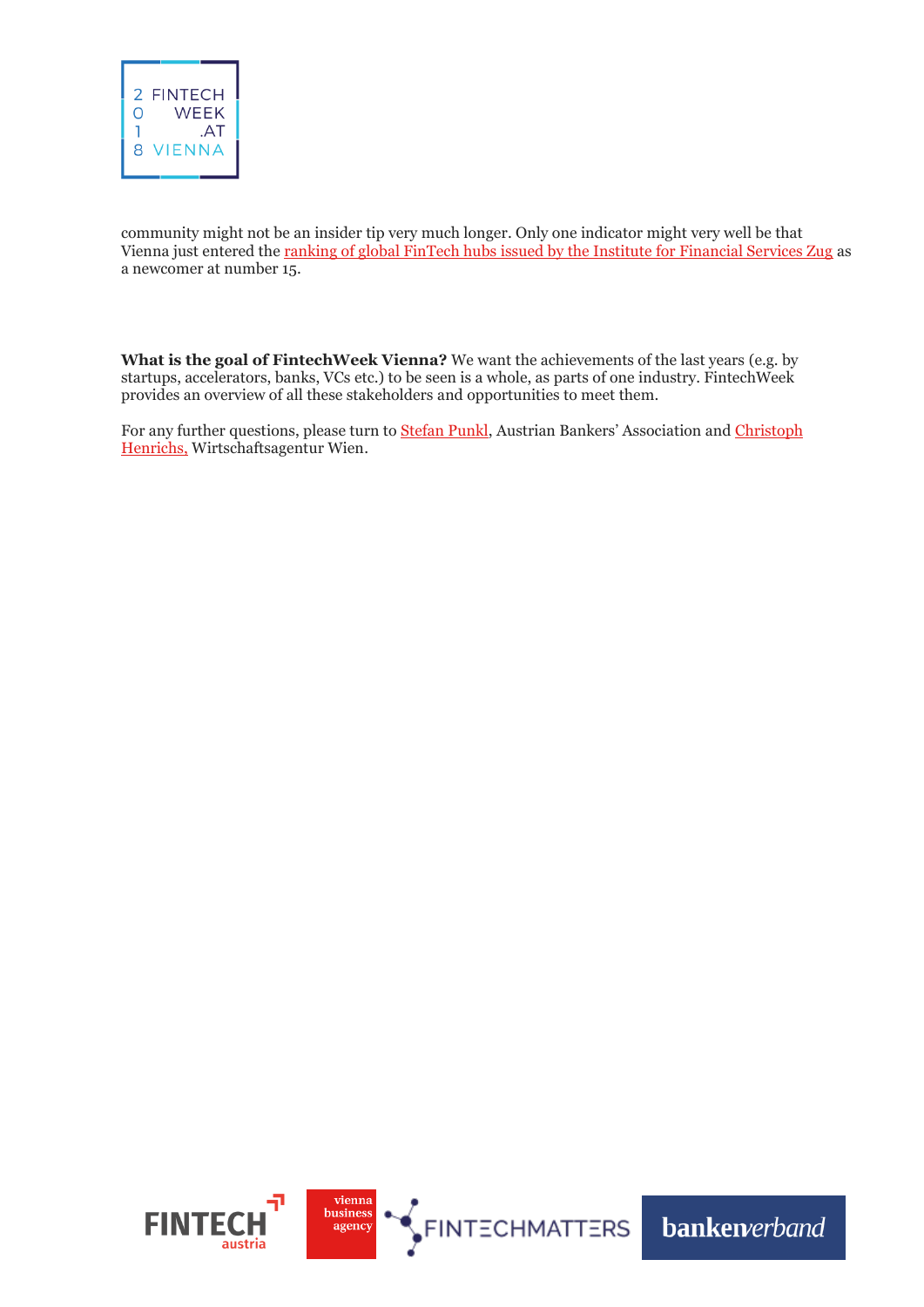community might not be an insider tip very much longer. Only one indicator might very well be that Vienna just entered the ranking of global FinTech hubs issued by the Institute for Financial Services Zug as a newcomer at number 15.

**What is the goal of FintechWeek Vienna?** We want the achievements of the last years (e.g. by startups, accelerators, banks, VCs etc.) to be seen is a whole, as parts of one industry. FintechWeek provides an overview of all these stakeholders and opportunities to meet them.

For any further questions, please turn to Stefan Punkl, Austrian Bankers' Association and Christoph Henrichs, Wirtschaftsagentur Wien.